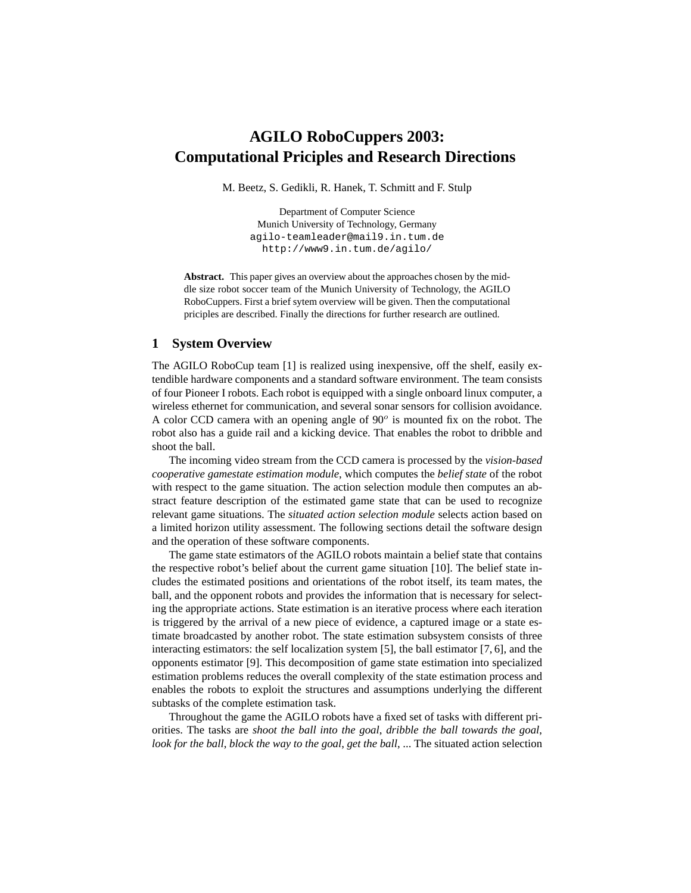# AGILO RoboCuppers 2003: Computational Priciples and Research Directions

M. Beetz, S. Gedikli, R. Hanek, T. Schmitt and F. Stulp

Department of Computer Science
Munich University of Technology, Germany
agilo-teamleader@mail9.in.tum.de
http://www9.in.tum.de/agilo/

**Abstract.** This paper gives an overview about the approaches chosen by the middle size robot soccer team of the Munich University of Technology, the AGILO RoboCuppers. First a brief sytem overview will be given. Then the computational priciples are described. Finally the directions for further research are outlined.

## 1 System Overview

The AGILO RoboCup team [1] is realized using inexpensive, off the shelf, easily extendible hardware components and a standard software environment. The team consists of four Pioneer I robots. Each robot is equipped with a single onboard linux computer, a wireless ethernet for communication, and several sonar sensors for collision avoidance. A color CCD camera with an opening angle of $90^o$ is mounted fix on the robot. The robot also has a guide rail and a kicking device. That enables the robot to dribble and shoot the ball.

The incoming video stream from the CCD camera is processed by the *vision-based cooperative gamestate estimation module*, which computes the *belief state* of the robot with respect to the game situation. The action selection module then computes an abstract feature description of the estimated game state that can be used to recognize relevant game situations. The *situated action selection module* selects action based on a limited horizon utility assessment. The following sections detail the software design and the operation of these software components.

The game state estimators of the AGILO robots maintain a belief state that contains the respective robot's belief about the current game situation [10]. The belief state includes the estimated positions and orientations of the robot itself, its team mates, the ball, and the opponent robots and provides the information that is necessary for selecting the appropriate actions. State estimation is an iterative process where each iteration is triggered by the arrival of a new piece of evidence, a captured image or a state estimate broadcasted by another robot. The state estimation subsystem consists of three interacting estimators: the self localization system [5], the ball estimator [7, 6], and the opponents estimator [9]. This decomposition of game state estimation into specialized estimation problems reduces the overall complexity of the state estimation process and enables the robots to exploit the structures and assumptions underlying the different subtasks of the complete estimation task.

Throughout the game the AGILO robots have a fixed set of tasks with different priorities. The tasks are *shoot the ball into the goal*, *dribble the ball towards the goal*, *look for the ball*, *block the way to the goal*, *get the ball*, ... The situated action selection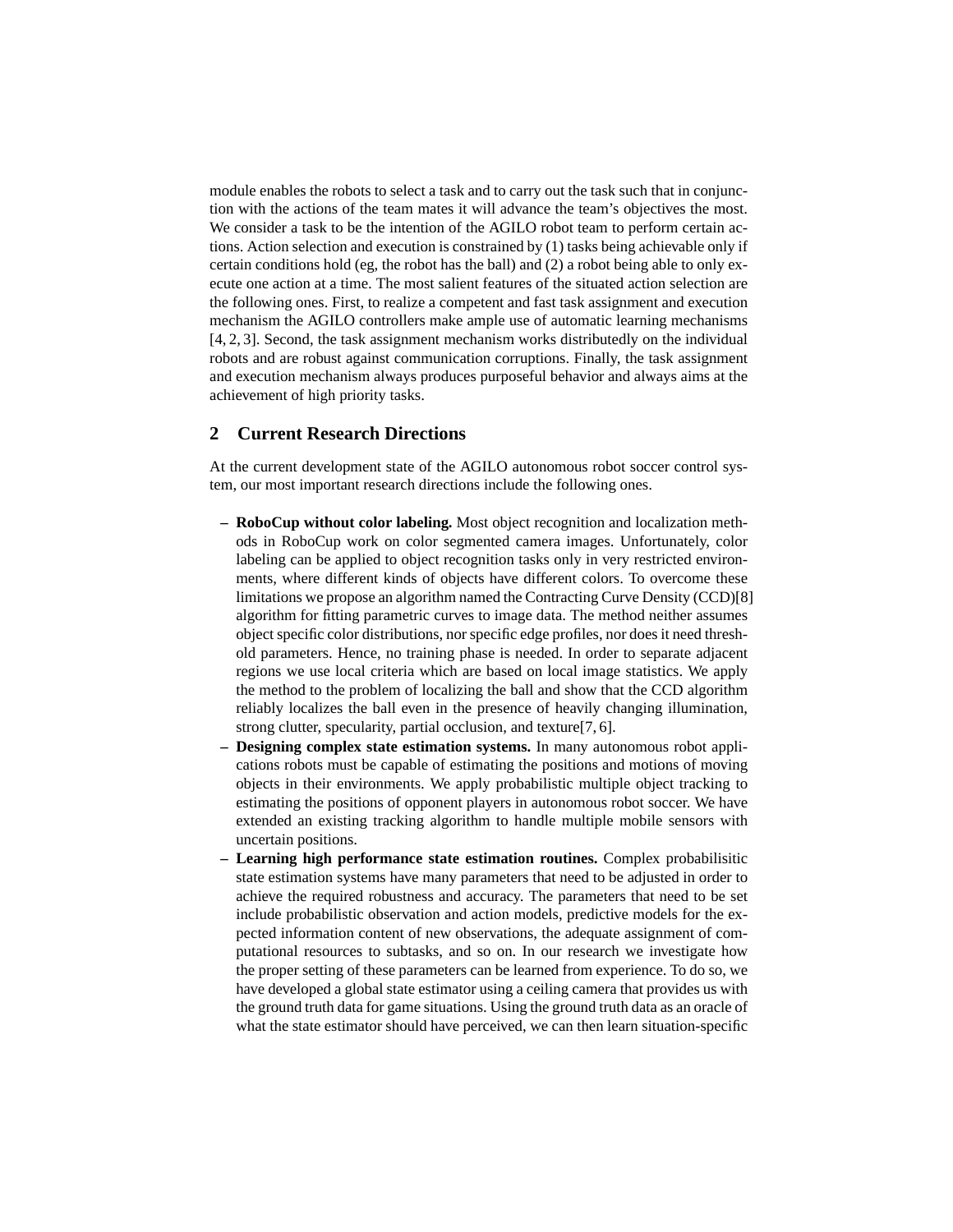module enables the robots to select a task and to carry out the task such that in conjunction with the actions of the team mates it will advance the team's objectives the most. We consider a task to be the intention of the AGILO robot team to perform certain actions. Action selection and execution is constrained by (1) tasks being achievable only if certain conditions hold (eg, the robot has the ball) and (2) a robot being able to only execute one action at a time. The most salient features of the situated action selection are the following ones. First, to realize a competent and fast task assignment and execution mechanism the AGILO controllers make ample use of automatic learning mechanisms [4, 2, 3]. Second, the task assignment mechanism works distributedly on the individual robots and are robust against communication corruptions. Finally, the task assignment and execution mechanism always produces purposeful behavior and always aims at the achievement of high priority tasks.

## 2 Current Research Directions

At the current development state of the AGILO autonomous robot soccer control system, our most important research directions include the following ones.

- **RoboCup without color labeling.** Most object recognition and localization methods in RoboCup work on color segmented camera images. Unfortunately, color labeling can be applied to object recognition tasks only in very restricted environments, where different kinds of objects have different colors. To overcome these limitations we propose an algorithm named the Contracting Curve Density (CCD)[8] algorithm for fitting parametric curves to image data. The method neither assumes object specific color distributions, nor specific edge profiles, nor does it need threshold parameters. Hence, no training phase is needed. In order to separate adjacent regions we use local criteria which are based on local image statistics. We apply the method to the problem of localizing the ball and show that the CCD algorithm reliably localizes the ball even in the presence of heavily changing illumination, strong clutter, specularity, partial occlusion, and texture[7, 6].
- **Designing complex state estimation systems.** In many autonomous robot applications robots must be capable of estimating the positions and motions of moving objects in their environments. We apply probabilistic multiple object tracking to estimating the positions of opponent players in autonomous robot soccer. We have extended an existing tracking algorithm to handle multiple mobile sensors with uncertain positions.
- **Learning high performance state estimation routines.** Complex probabilisitic state estimation systems have many parameters that need to be adjusted in order to achieve the required robustness and accuracy. The parameters that need to be set include probabilistic observation and action models, predictive models for the expected information content of new observations, the adequate assignment of computational resources to subtasks, and so on. In our research we investigate how the proper setting of these parameters can be learned from experience. To do so, we have developed a global state estimator using a ceiling camera that provides us with the ground truth data for game situations. Using the ground truth data as an oracle of what the state estimator should have perceived, we can then learn situation-specific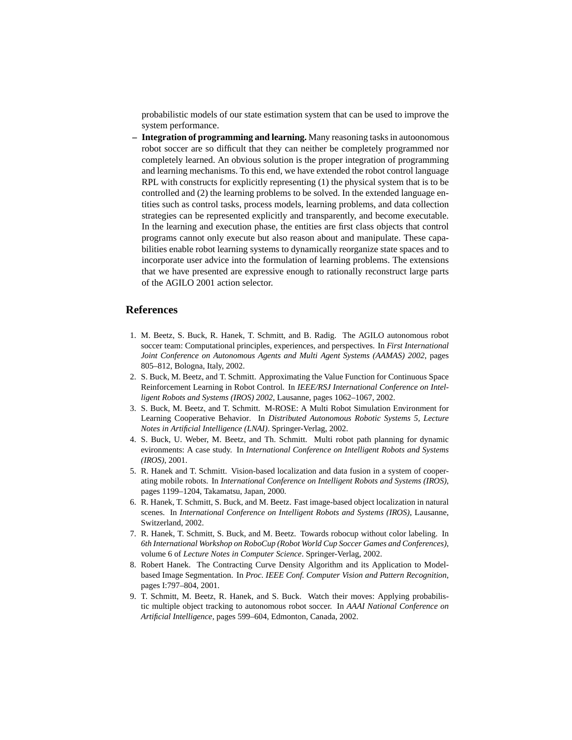probabilistic models of our state estimation system that can be used to improve the system performance.

– **Integration of programming and learning.** Many reasoning tasks in autoonomous robot soccer are so difficult that they can neither be completely programmed nor completely learned. An obvious solution is the proper integration of programming and learning mechanisms. To this end, we have extended the robot control language RPL with constructs for explicitly representing (1) the physical system that is to be controlled and (2) the learning problems to be solved. In the extended language entities such as control tasks, process models, learning problems, and data collection strategies can be represented explicitly and transparently, and become executable. In the learning and execution phase, the entities are first class objects that control programs cannot only execute but also reason about and manipulate. These capabilities enable robot learning systems to dynamically reorganize state spaces and to incorporate user advice into the formulation of learning problems. The extensions that we have presented are expressive enough to rationally reconstruct large parts of the AGILO 2001 action selector.

## References

1. M. Beetz, S. Buck, R. Hanek, T. Schmitt, and B. Radig. The AGILO autonomous robot soccer team: Computational principles, experiences, and perspectives. In *First International Joint Conference on Autonomous Agents and Multi Agent Systems (AAMAS) 2002*, pages 805–812, Bologna, Italy, 2002.
2. S. Buck, M. Beetz, and T. Schmitt. Approximating the Value Function for Continuous Space Reinforcement Learning in Robot Control. In *IEEE/RSJ International Conference on Intelligent Robots and Systems (IROS) 2002*, Lausanne, pages 1062–1067, 2002.
3. S. Buck, M. Beetz, and T. Schmitt. M-ROSE: A Multi Robot Simulation Environment for Learning Cooperative Behavior. In *Distributed Autonomous Robotic Systems 5, Lecture Notes in Artificial Intelligence (LNAI)*. Springer-Verlag, 2002.
4. S. Buck, U. Weber, M. Beetz, and Th. Schmitt. Multi robot path planning for dynamic evironments: A case study. In *International Conference on Intelligent Robots and Systems (IROS)*, 2001.
5. R. Hanek and T. Schmitt. Vision-based localization and data fusion in a system of cooperating mobile robots. In *International Conference on Intelligent Robots and Systems (IROS)*, pages 1199–1204, Takamatsu, Japan, 2000.
6. R. Hanek, T. Schmitt, S. Buck, and M. Beetz. Fast image-based object localization in natural scenes. In *International Conference on Intelligent Robots and Systems (IROS)*, Lausanne, Switzerland, 2002.
7. R. Hanek, T. Schmitt, S. Buck, and M. Beetz. Towards robocup without color labeling. In *6th International Workshop on RoboCup (Robot World Cup Soccer Games and Conferences)*, volume 6 of *Lecture Notes in Computer Science*. Springer-Verlag, 2002.
8. Robert Hanek. The Contracting Curve Density Algorithm and its Application to Model-based Image Segmentation. In *Proc. IEEE Conf. Computer Vision and Pattern Recognition*, pages I:797–804, 2001.
9. T. Schmitt, M. Beetz, R. Hanek, and S. Buck. Watch their moves: Applying probabilistic multiple object tracking to autonomous robot soccer. In *AAAI National Conference on Artificial Intelligence*, pages 599–604, Edmonton, Canada, 2002.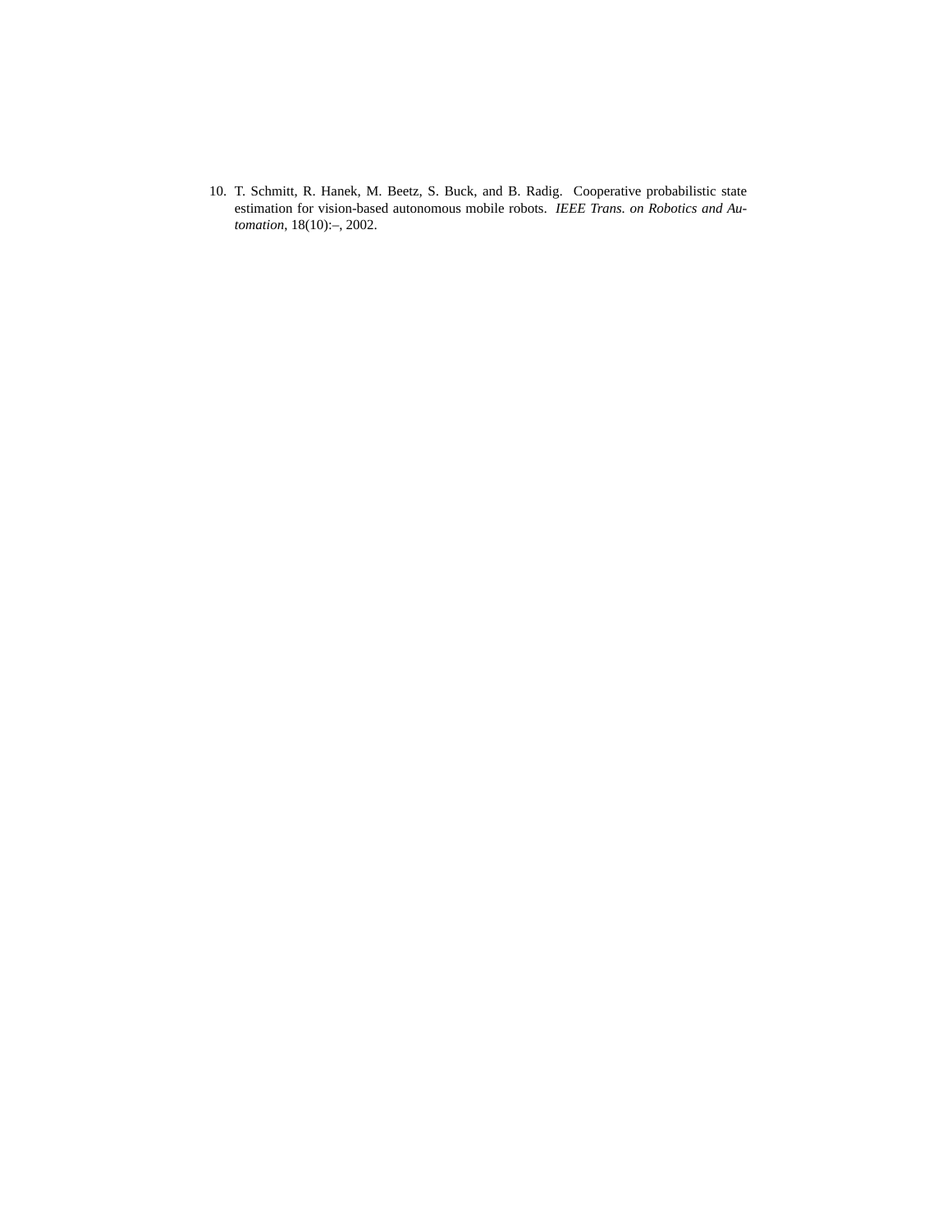10. T. Schmitt, R. Hanek, M. Beetz, S. Buck, and B. Radig. Cooperative probabilistic state estimation for vision-based autonomous mobile robots. *IEEE Trans. on Robotics and Automation*, 18(10):–, 2002.